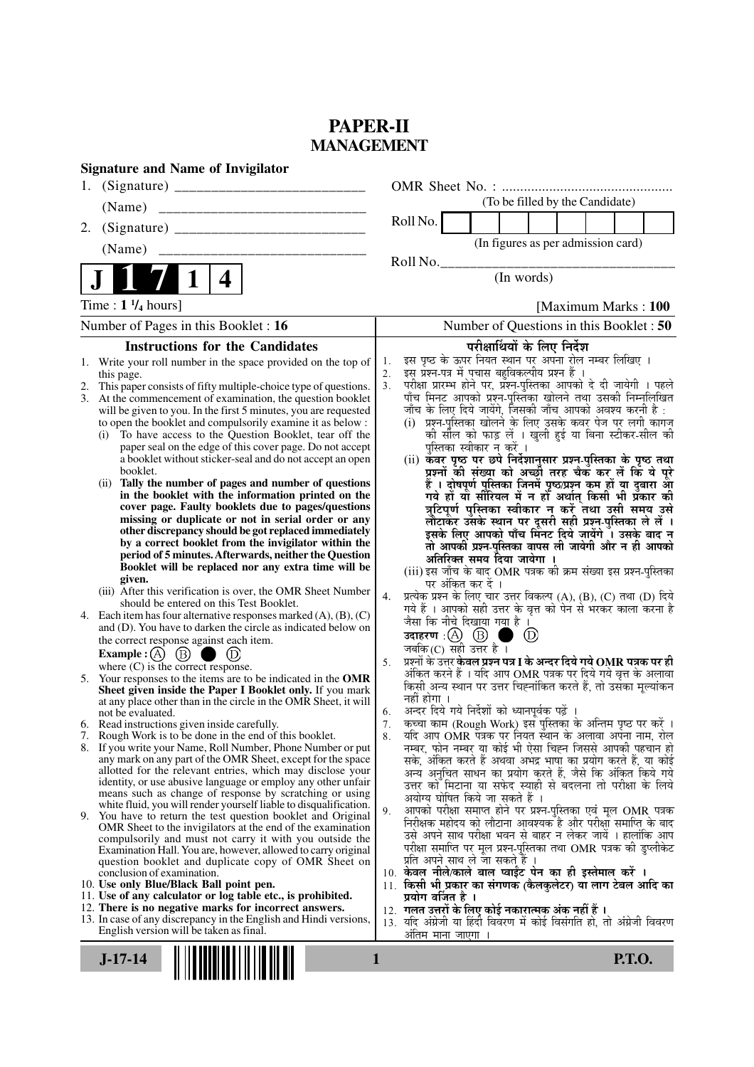# PAPER-II
## MANAGEMENT

**Signature and Name of Invigilator**

1. (Signature) ____________________________

   (Name) ____________________________

2. (Signature) ____________________________

   (Name) ____________________________

OMR Sheet No. : ...............................................

(To be filled by the Candidate)

Roll No. | | | | | | | | |

(In figures as per admission card)

Roll No.________________________________

(In words)

**J 1 7 1 4**

Time : **1 ¼ hours**] [Maximum Marks : **100**

Number of Pages in this Booklet : 16 | Number of Questions in this Booklet : 50

### Instructions for the Candidates

1. Write your roll number in the space provided on the top of this page.
2. This paper consists of fifty multiple-choice type of questions.
3. At the commencement of examination, the question booklet will be given to you. In the first 5 minutes, you are requested to open the booklet and compulsorily examine it as below :
   (i) To have access to the Question Booklet, tear off the paper seal on the edge of this cover page. Do not accept a booklet without sticker-seal and do not accept an open booklet.
   (ii) **Tally the number of pages and number of questions in the booklet with the information printed on the cover page. Faulty booklets due to pages/questions missing or duplicate or not in serial order or any other discrepancy should be got replaced immediately by a correct booklet from the invigilator within the period of 5 minutes. Afterwards, neither the Question Booklet will be replaced nor any extra time will be given.**
   (iii) After this verification is over, the OMR Sheet Number should be entered on this Test Booklet.
4. Each item has four alternative responses marked (A), (B), (C) and (D). You have to darken the circle as indicated below on the correct response against each item.

   **Example :** (A) (B) ● (D)

   where (C) is the correct response.
5. Your responses to the items are to be indicated in the **OMR Sheet given inside the Paper I Booklet only.** If you mark at any place other than in the circle in the OMR Sheet, it will not be evaluated.
6. Read instructions given inside carefully.
7. Rough Work is to be done in the end of this booklet.
8. If you write your Name, Roll Number, Phone Number or put any mark on any part of the OMR Sheet, except for the space allotted for the relevant entries, which may disclose your identity, or use abusive language or employ any other unfair means such as change of response by scratching or using white fluid, you will render yourself liable to disqualification.
9. You have to return the test question booklet and Original OMR Sheet to the invigilators at the end of the examination compulsorily and must not carry it with you outside the Examination Hall. You are, however, allowed to carry original question booklet and duplicate copy of OMR Sheet on conclusion of examination.
10. **Use only Blue/Black Ball point pen.**
11. **Use of any calculator or log table etc., is prohibited.**
12. **There is no negative marks for incorrect answers.**
13. In case of any discrepancy in the English and Hindi versions, English version will be taken as final.

### परीक्षार्थियों के लिए निर्देश

1. इस पृष्ठ के ऊपर नियत स्थान पर अपना रोल नम्बर लिखिए ।
2. इस प्रश्न-पत्र में पचास बहुविकल्पीय प्रश्न हैं ।
3. परीक्षा प्रारम्भ होने पर, प्रश्न-पुस्तिका आपको दे दी जायेगी । पहले पाँच मिनट आपको प्रश्न-पुस्तिका खोलने तथा उसकी निम्नलिखित जाँच के लिए दिये जायेंगे, जिसकी जाँच आपको अवश्य करनी है :
   (i) प्रश्न-पुस्तिका खोलने के लिए उसके कवर पेज पर लगी कागज की सील को फाड़ लें । खुली हुई या बिना स्टीकर-सील की पुस्तिका स्वीकार न करें ।
   (ii) **कवर पृष्ठ पर छपे निर्देशानुसार प्रश्न-पुस्तिका के पृष्ठ तथा प्रश्नों की संख्या को अच्छी तरह चैक कर लें कि ये पूरे हैं । दोषपूर्ण पुस्तिका जिनमें पृष्ठ/प्रश्न कम हों या दुबारा आ गये हों या सीरियल में न हों अर्थात् किसी भी प्रकार की त्रुटिपूर्ण पुस्तिका स्वीकार न करें तथा उसी समय उसे लौटाकर उसके स्थान पर दूसरी सही प्रश्न-पुस्तिका ले लें । इसके लिए आपको पाँच मिनट दिये जायेंगे । उसके बाद न तो आपकी प्रश्न-पुस्तिका वापस ली जायेगी और न ही आपको अतिरिक्त समय दिया जायेगा ।**
   (iii) इस जाँच के बाद OMR पत्रक की क्रम संख्या इस प्रश्न-पुस्तिका पर अंकित कर दें ।
4. प्रत्येक प्रश्न के लिए चार उत्तर विकल्प (A), (B), (C) तथा (D) दिये गये हैं । आपको सही उत्तर के वृत्त को पेन से भरकर काला करना है जैसा कि नीचे दिखाया गया है ।

   **उदाहरण :** (A) (B) ● (D)

   जबकि (C) सही उत्तर है ।
5. प्रश्नों के उत्तर **केवल प्रश्न पत्र I के अन्दर दिये गये OMR पत्रक पर ही** अंकित करने हैं । यदि आप OMR पत्रक पर दिये गये वृत्त के अलावा किसी अन्य स्थान पर उत्तर चिह्नांकित करते हैं, तो उसका मूल्यांकन नहीं होगा ।
6. अन्दर दिये गये निर्देशों को ध्यानपूर्वक पढ़ें ।
7. कच्चा काम (Rough Work) इस पुस्तिका के अन्तिम पृष्ठ पर करें ।
8. यदि आप OMR पत्रक पर नियत स्थान के अलावा अपना नाम, रोल नम्बर, फोन नम्बर या कोई भी ऐसा चिह्न जिससे आपकी पहचान हो सके, अंकित करते हैं अथवा अभद्र भाषा का प्रयोग करते हैं, या कोई अन्य अनुचित साधन का प्रयोग करते हैं, जैसे कि अंकित किये गये उत्तर को मिटाना या सफेद स्याही से बदलना तो परीक्षा के लिये अयोग्य घोषित किये जा सकते हैं ।
9. आपको परीक्षा समाप्त होने पर प्रश्न-पुस्तिका एवं मूल OMR पत्रक निरीक्षक महोदय को लौटाना आवश्यक है और परीक्षा समाप्ति के बाद उसे अपने साथ परीक्षा भवन से बाहर न लेकर जायें । हालांकि आप परीक्षा समाप्ति पर मूल प्रश्न-पुस्तिका तथा OMR पत्रक की डुप्लीकेट प्रति अपने साथ ले जा सकते हैं ।
10. **केवल नीले/काले बाल प्वाईंट पेन का ही इस्तेमाल करें ।**
11. **किसी भी प्रकार का संगणक (कैलकुलेटर) या लाग टेबल आदि का प्रयोग वर्जित है ।**
12. **गलत उत्तरों के लिए कोई नकारात्मक अंक नहीं हैं ।**
13. यदि अंग्रेजी या हिंदी विवरण में कोई विसंगति हो, तो अंग्रेजी विवरण अंतिम माना जाएगा ।

J-17-14 **P.T.O.**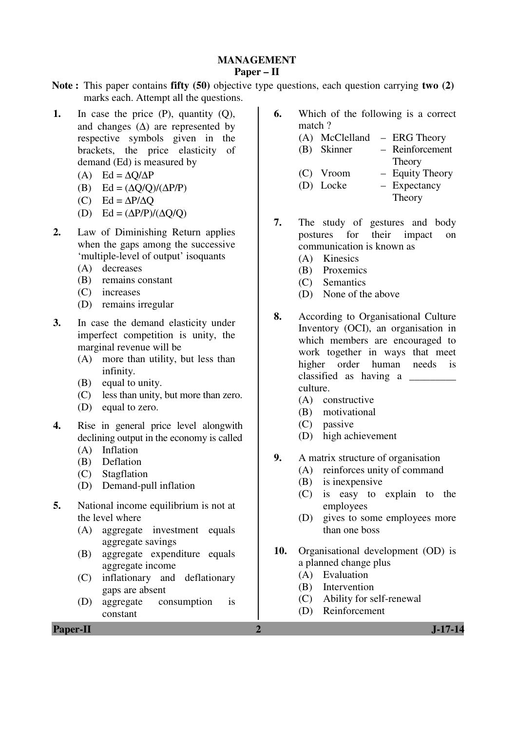# MANAGEMENT

## Paper – II

**Note :** This paper contains **fifty (50)** objective type questions, each question carrying **two (2)** marks each. Attempt all the questions.

**1.** In case the price (P), quantity (Q), and changes ($\Delta$) are represented by respective symbols given in the brackets, the price elasticity of demand (Ed) is measured by

(A) Ed = $\Delta Q/\Delta P$

(B) Ed = $(\Delta Q/Q)/(\Delta P/P)$

(C) Ed = $\Delta P/\Delta Q$

(D) Ed = $(\Delta P/P)/(\Delta Q/Q)$

**2.** Law of Diminishing Return applies when the gaps among the successive 'multiple-level of output' isoquants

(A) decreases

(B) remains constant

(C) increases

(D) remains irregular

**3.** In case the demand elasticity under imperfect competition is unity, the marginal revenue will be

(A) more than utility, but less than infinity.

(B) equal to unity.

(C) less than unity, but more than zero.

(D) equal to zero.

**4.** Rise in general price level alongwith declining output in the economy is called

(A) Inflation

(B) Deflation

(C) Stagflation

(D) Demand-pull inflation

**5.** National income equilibrium is not at the level where

(A) aggregate investment equals aggregate savings

(B) aggregate expenditure equals aggregate income

(C) inflationary and deflationary gaps are absent

(D) aggregate consumption is constant

**6.** Which of the following is a correct match ?

(A) McClelland – ERG Theory

(B) Skinner – Reinforcement Theory

(C) Vroom – Equity Theory

(D) Locke – Expectancy Theory

**7.** The study of gestures and body postures for their impact on communication is known as

(A) Kinesics

(B) Proxemics

(C) Semantics

(D) None of the above

**8.** According to Organisational Culture Inventory (OCI), an organisation in which members are encouraged to work together in ways that meet higher order human needs is classified as having a _________ culture.

(A) constructive

(B) motivational

(C) passive

(D) high achievement

**9.** A matrix structure of organisation

(A) reinforces unity of command

(B) is inexpensive

(C) is easy to explain to the employees

(D) gives to some employees more than one boss

**10.** Organisational development (OD) is a planned change plus

(A) Evaluation

(B) Intervention

(C) Ability for self-renewal

(D) Reinforcement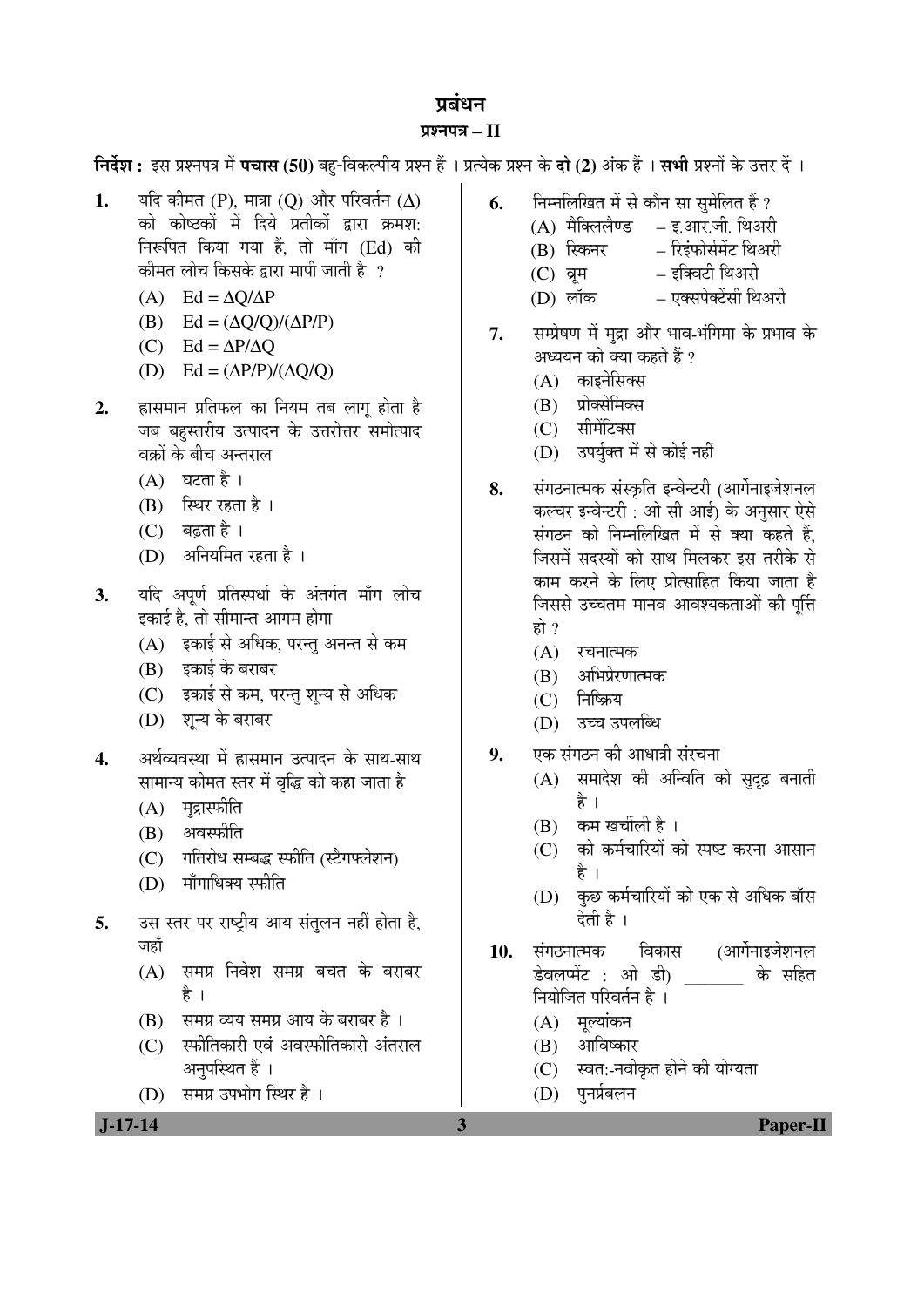# प्रबंधन

## प्रश्नपत्र – II

**निर्देश :** इस प्रश्नपत्र में **पचास (50)** बहु-विकल्पीय प्रश्न हैं । प्रत्येक प्रश्न के **दो (2)** अंक हैं । **सभी** प्रश्नों के उत्तर दें ।

**1.** यदि कीमत (P), मात्रा (Q) और परिवर्तन (Δ) को कोष्ठकों में दिये प्रतीकों द्वारा क्रमश: निरूपित किया गया हैं, तो माँग (Ed) की कीमत लोच किसके द्वारा मापी जाती है ?

(A) $Ed = \Delta Q/\Delta P$

(B) $Ed = (\Delta Q/Q)/(\Delta P/P)$

(C) $Ed = \Delta P/\Delta Q$

(D) $Ed = (\Delta P/P)/(\Delta Q/Q)$

**2.** ह्रासमान प्रतिफल का नियम तब लागू होता है जब बहुस्तरीय उत्पादन के उत्तरोत्तर समोत्पाद वक्रों के बीच अन्तराल

(A) घटता है ।

(B) स्थिर रहता है ।

(C) बढ़ता है ।

(D) अनियमित रहता है ।

**3.** यदि अपूर्ण प्रतिस्पर्धा के अंतर्गत माँग लोच इकाई है, तो सीमान्त आगम होगा

(A) इकाई से अधिक, परन्तु अनन्त से कम

(B) इकाई के बराबर

(C) इकाई से कम, परन्तु शून्य से अधिक

(D) शून्य के बराबर

**4.** अर्थव्यवस्था में ह्रासमान उत्पादन के साथ-साथ सामान्य कीमत स्तर में वृद्धि को कहा जाता है

(A) मुद्रास्फीति

(B) अवस्फीति

(C) गतिरोध सम्बद्ध स्फीति (स्टैगफ्लेशन)

(D) माँगाधिक्य स्फीति

**5.** उस स्तर पर राष्ट्रीय आय संतुलन नहीं होता है, जहाँ

(A) समग्र निवेश समग्र बचत के बराबर है ।

(B) समग्र व्यय समग्र आय के बराबर है ।

(C) स्फीतिकारी एवं अवस्फीतिकारी अंतराल अनुपस्थित हैं ।

(D) समग्र उपभोग स्थिर है ।

**6.** निम्नलिखित में से कौन सा सुमेलित हैं ?

(A) मैक्लिलैण्ड – इ.आर.जी. थिअरी

(B) स्किनर – रिइंफोर्समेंट थिअरी

(C) व्रूम – इक्विटी थिअरी

(D) लॉक – एक्सपेक्टेंसी थिअरी

**7.** सम्प्रेषण में मुद्रा और भाव-भंगिमा के प्रभाव के अध्ययन को क्या कहते हैं ?

(A) काइनेसिक्स

(B) प्रोक्सेमिक्स

(C) सीमेंटिक्स

(D) उपर्युक्त में से कोई नहीं

**8.** संगठनात्मक संस्कृति इन्वेन्टरी (आर्गेनाइजेशनल कल्चर इन्वेन्टरी : ओ सी आई) के अनुसार ऐसे संगठन को निम्नलिखित में से क्या कहते हैं, जिसमें सदस्यों को साथ मिलकर इस तरीके से काम करने के लिए प्रोत्साहित किया जाता है जिससे उच्चतम मानव आवश्यकताओं की पूर्ति हो ?

(A) रचनात्मक

(B) अभिप्रेरणात्मक

(C) निष्क्रिय

(D) उच्च उपलब्धि

**9.** एक संगठन की आधात्री संरचना

(A) समादेश की अन्विति को सुदृढ़ बनाती है ।

(B) कम खर्चीली है ।

(C) को कर्मचारियों को स्पष्ट करना आसान है ।

(D) कुछ कर्मचारियों को एक से अधिक बॉस देती है ।

**10.** संगठनात्मक विकास (आर्गेनाइजेशनल डेवलप्मेंट : ओ डी) _______ के सहित नियोजित परिवर्तन है ।

(A) मूल्यांकन

(B) आविष्कार

(C) स्वत:-नवीकृत होने की योग्यता

(D) पुनर्प्रबलन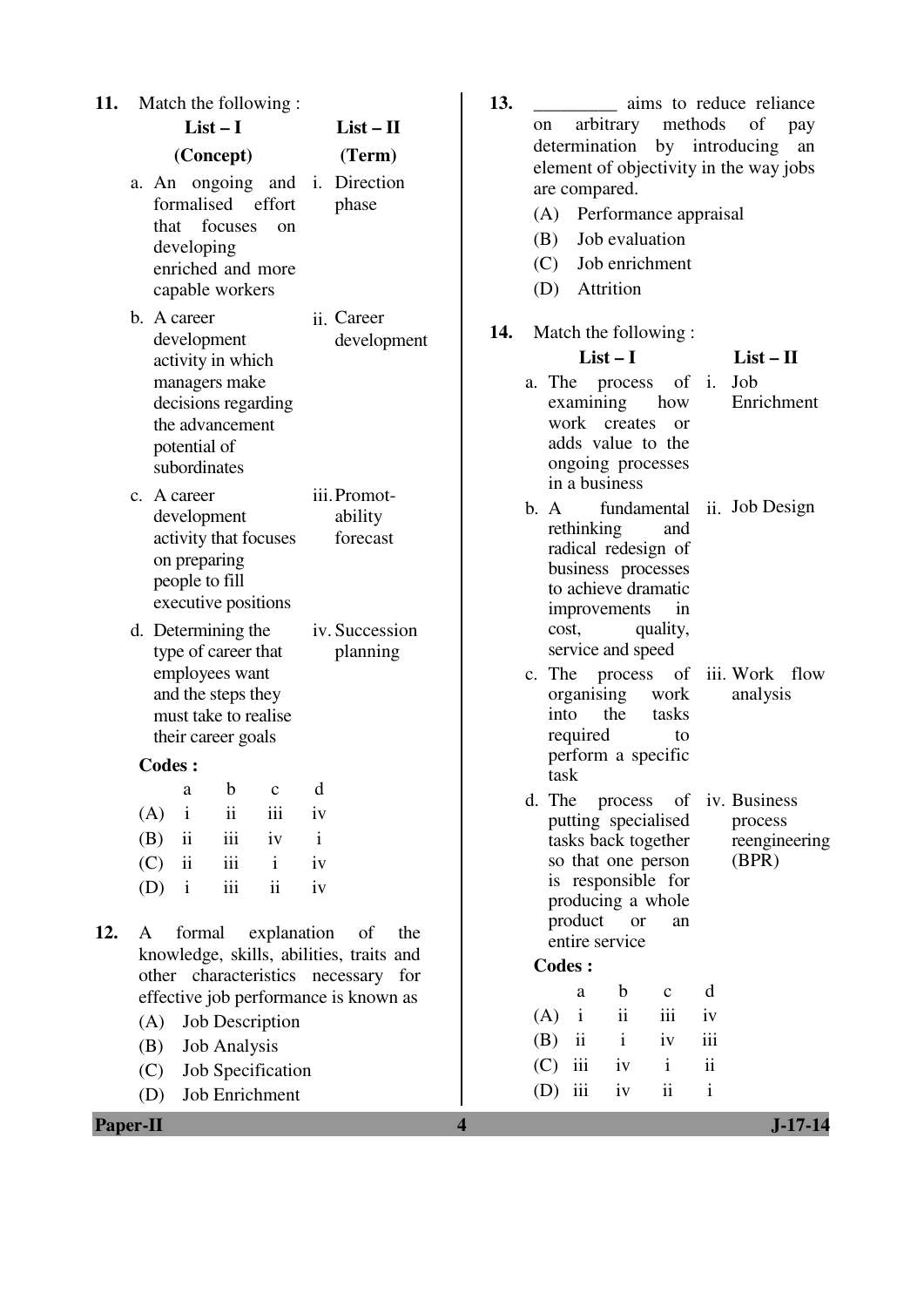**11.** Match the following :

| List – I (Concept) | List – II (Term) |
|---|---|
| a. An ongoing and formalised effort that focuses on developing enriched and more capable workers | i. Direction phase |
| b. A career development activity in which managers make decisions regarding the advancement potential of subordinates | ii. Career development |
| c. A career development activity that focuses on preparing people to fill executive positions | iii. Promotability forecast |
| d. Determining the type of career that employees want and the steps they must take to realise their career goals | iv. Succession planning |

**Codes :**

| | a | b | c | d |
|---|---|---|---|---|
| (A) | i | ii | iii | iv |
| (B) | ii | iii | iv | i |
| (C) | ii | iii | i | iv |
| (D) | i | iii | ii | iv |

**12.** A formal explanation of the knowledge, skills, abilities, traits and other characteristics necessary for effective job performance is known as

(A) Job Description

(B) Job Analysis

(C) Job Specification

(D) Job Enrichment

**13.** _________ aims to reduce reliance on arbitrary methods of pay determination by introducing an element of objectivity in the way jobs are compared.

(A) Performance appraisal

(B) Job evaluation

(C) Job enrichment

(D) Attrition

**14.** Match the following :

| List – I | List – II |
|---|---|
| a. The process of examining how work creates or adds value to the ongoing processes in a business | i. Job Enrichment |
| b. A fundamental rethinking and radical redesign of business processes to achieve dramatic improvements in cost, quality, service and speed | ii. Job Design |
| c. The process of organising work into the tasks required to perform a specific task | iii. Work flow analysis |
| d. The process of putting specialised tasks back together so that one person is responsible for producing a whole product or an entire service | iv. Business process reengineering (BPR) |

**Codes :**

| | a | b | c | d |
|---|---|---|---|---|
| (A) | i | ii | iii | iv |
| (B) | ii | i | iv | iii |
| (C) | iii | iv | i | ii |
| (D) | iii | iv | ii | i |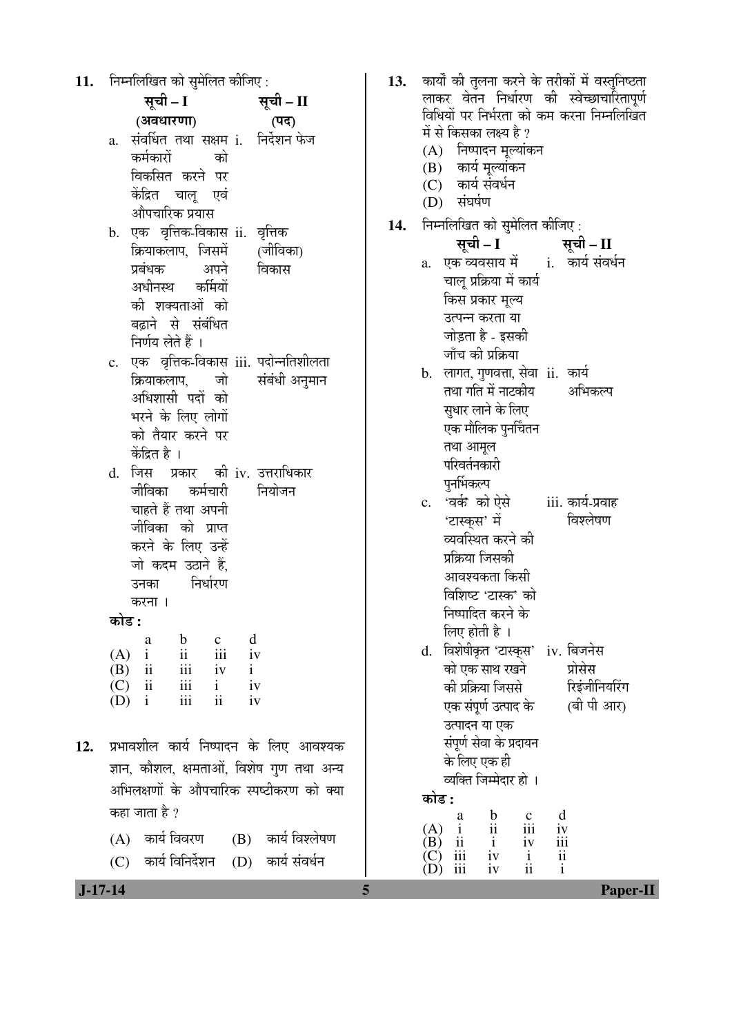**11.** निम्नलिखित को सुमेलित कीजिए :

| सूची – I (अवधारणा) | सूची – II (पद) |
|---|---|
| a. संवर्धित तथा सक्षम कर्मकारों को विकसित करने पर केंद्रित चालू एवं औपचारिक प्रयास | i. निर्देशन फेज |
| b. एक वृत्तिक-विकास क्रियाकलाप, जिसमें प्रबंधक अपने अधीनस्थ कर्मियों की शक्यताओं को बढ़ाने से संबंधित निर्णय लेते हैं । | ii. वृत्तिक (जीविका) विकास |
| c. एक वृत्तिक-विकास क्रियाकलाप, जो अधिशासी पदों को भरने के लिए लोगों को तैयार करने पर केंद्रित है । | iii. पदोन्नतिशीलता संबंधी अनुमान |
| d. जिस प्रकार की जीविका कर्मचारी चाहते हैं तथा अपनी जीविका को प्राप्त करने के लिए उन्हें जो कदम उठाने हैं, उनका निर्धारण करना । | iv. उत्तराधिकार नियोजन |

**कोड :**

| | a | b | c | d |
|---|---|---|---|---|
| (A) | i | ii | iii | iv |
| (B) | ii | iii | iv | i |
| (C) | ii | iii | i | iv |
| (D) | i | iii | ii | iv |

**12.** प्रभावशील कार्य निष्पादन के लिए आवश्यक ज्ञान, कौशल, क्षमताओं, विशेष गुण तथा अन्य अभिलक्षणों के औपचारिक स्पष्टीकरण को क्या कहा जाता है ?

(A) कार्य विवरण
(B) कार्य विश्लेषण
(C) कार्य विनिर्देशन
(D) कार्य संवर्धन

**13.** कार्यों की तुलना करने के तरीकों में वस्तुनिष्ठता लाकर वेतन निर्धारण की स्वेच्छाचारितापूर्ण विधियों पर निर्भरता को कम करना निम्नलिखित में से किसका लक्ष्य है ?

(A) निष्पादन मूल्यांकन
(B) कार्य मूल्यांकन
(C) कार्य संवर्धन
(D) संघर्षण

**14.** निम्नलिखित को सुमेलित कीजिए :

| सूची – I | सूची – II |
|---|---|
| a. एक व्यवसाय में चालू प्रक्रिया में कार्य किस प्रकार मूल्य उत्पन्न करता या जोड़ता है - इसकी जाँच की प्रक्रिया | i. कार्य संवर्धन |
| b. लागत, गुणवत्ता, सेवा तथा गति में नाटकीय सुधार लाने के लिए एक मौलिक पुनर्चिंतन तथा आमूल परिवर्तनकारी पुनर्भिकल्प | ii. कार्य अभिकल्प |
| c. 'वर्क' को ऐसे 'टास्क्स' में व्यवस्थित करने की प्रक्रिया जिसकी आवश्यकता किसी विशिष्ट 'टास्क' को निष्पादित करने के लिए होती है । | iii. कार्य-प्रवाह विश्लेषण |
| d. विशेषीकृत 'टास्क्स' को एक साथ रखने की प्रक्रिया जिससे एक संपूर्ण उत्पाद के उत्पादन या एक संपूर्ण सेवा के प्रदायन के लिए एक ही व्यक्ति जिम्मेदार हो । | iv. बिजनेस प्रोसेस रिइंजीनियरिंग (बी पी आर) |

**कोड :**

| | a | b | c | d |
|---|---|---|---|---|
| (A) | i | ii | iii | iv |
| (B) | ii | i | iv | iii |
| (C) | iii | iv | i | ii |
| (D) | iii | iv | ii | i |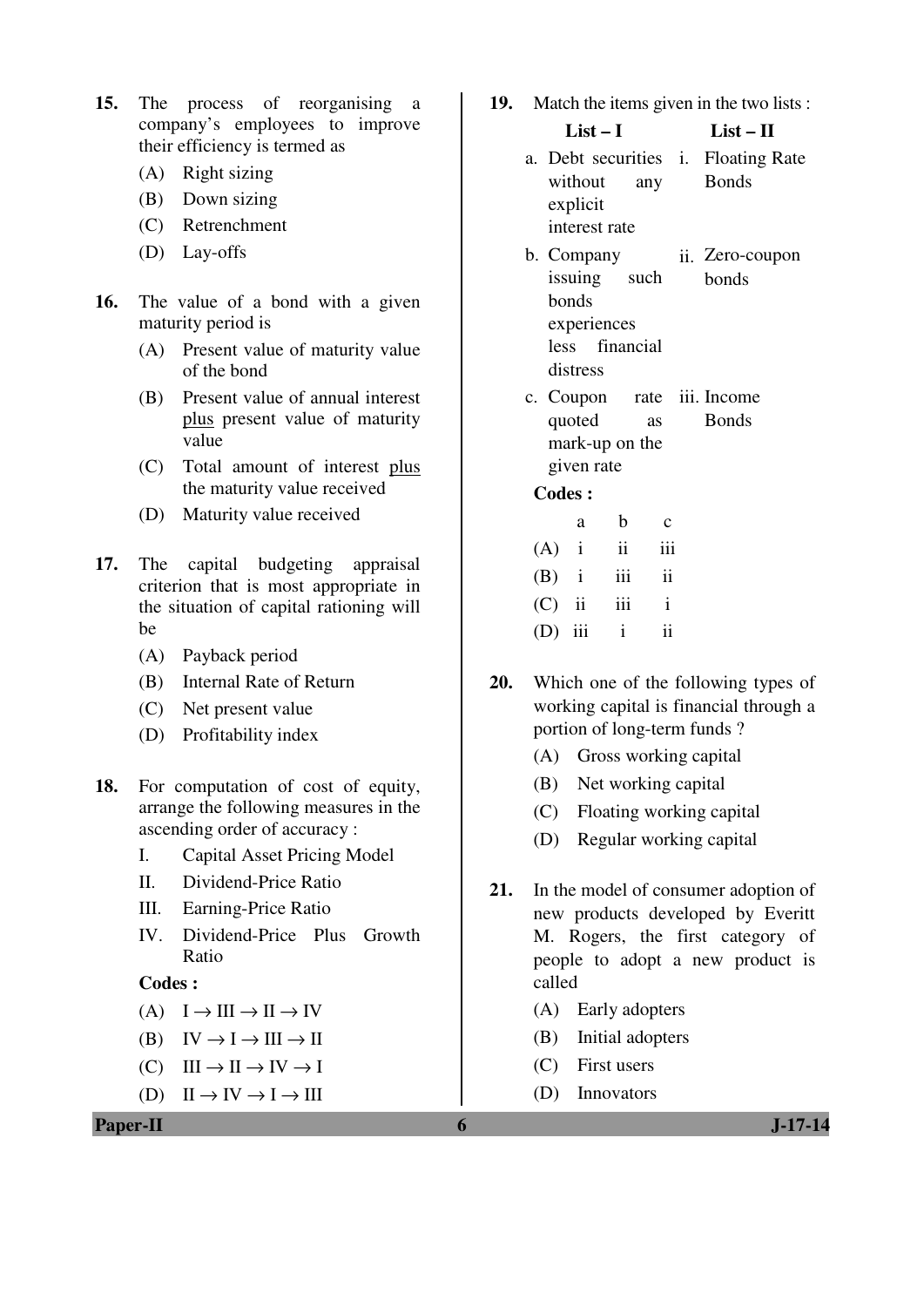15. The process of reorganising a company's employees to improve their efficiency is termed as

   (A) Right sizing
   (B) Down sizing
   (C) Retrenchment
   (D) Lay-offs

16. The value of a bond with a given maturity period is

   (A) Present value of maturity value of the bond
   (B) Present value of annual interest <u>plus</u> present value of maturity value
   (C) Total amount of interest <u>plus</u> the maturity value received
   (D) Maturity value received

17. The capital budgeting appraisal criterion that is most appropriate in the situation of capital rationing will be

   (A) Payback period
   (B) Internal Rate of Return
   (C) Net present value
   (D) Profitability index

18. For computation of cost of equity, arrange the following measures in the ascending order of accuracy :

   I. Capital Asset Pricing Model
   II. Dividend-Price Ratio
   III. Earning-Price Ratio
   IV. Dividend-Price Plus Growth Ratio

   **Codes :**

   (A) I → III → II → IV
   (B) IV → I → III → II
   (C) III → II → IV → I
   (D) II → IV → I → III

19. Match the items given in the two lists :

| List – I | List – II |
|---|---|
| a. Debt securities without any explicit interest rate | i. Floating Rate Bonds |
| b. Company issuing such bonds experiences less financial distress | ii. Zero-coupon bonds |
| c. Coupon rate quoted as mark-up on the given rate | iii. Income Bonds |

   **Codes :**

| | a | b | c |
|---|---|---|---|
| (A) | i | ii | iii |
| (B) | i | iii | ii |
| (C) | ii | iii | i |
| (D) | iii | i | ii |

20. Which one of the following types of working capital is financial through a portion of long-term funds ?

   (A) Gross working capital
   (B) Net working capital
   (C) Floating working capital
   (D) Regular working capital

21. In the model of consumer adoption of new products developed by Everitt M. Rogers, the first category of people to adopt a new product is called

   (A) Early adopters
   (B) Initial adopters
   (C) First users
   (D) Innovators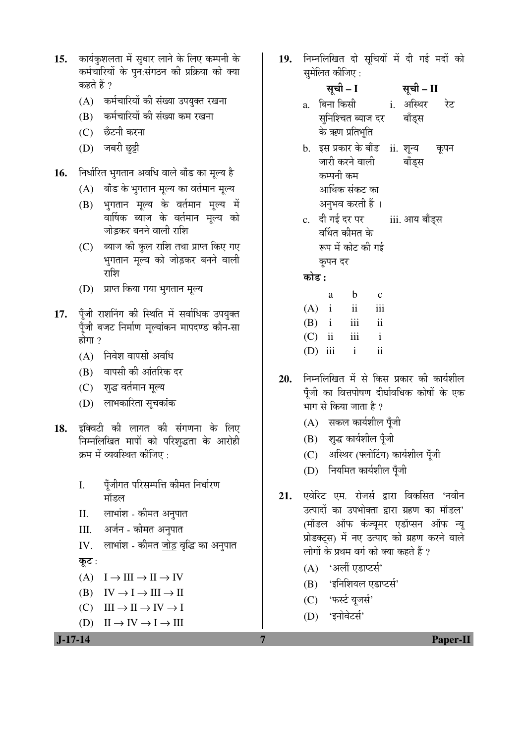**15.** कार्यकुशलता में सुधार लाने के लिए कम्पनी के कर्मचारियों के पुन:संगठन की प्रक्रिया को क्या कहते हैं ?

(A) कर्मचारियों की संख्या उपयुक्त रखना

(B) कर्मचारियों की संख्या कम रखना

(C) छँटनी करना

(D) जबरी छुट्टी

**16.** निर्धारित भुगतान अवधि वाले बाँड का मूल्य है

(A) बाँड के भुगतान मूल्य का वर्तमान मूल्य

(B) भुगतान मूल्य के वर्तमान मूल्य में वार्षिक ब्याज के वर्तमान मूल्य को जोड़कर बनने वाली राशि

(C) ब्याज की कुल राशि तथा प्राप्त किए गए भुगतान मूल्य को जोड़कर बनने वाली राशि

(D) प्राप्त किया गया भुगतान मूल्य

**17.** पूँजी राशनिंग की स्थिति में सर्वाधिक उपयुक्त पूँजी बजट निर्माण मूल्यांकन मापदण्ड कौन-सा होगा ?

(A) निवेश वापसी अवधि

(B) वापसी की आंतरिक दर

(C) शुद्ध वर्तमान मूल्य

(D) लाभकारिता सूचकांक

**18.** इक्विटी की लागत की संगणना के लिए निम्नलिखित मापों को परिशुद्धता के आरोही क्रम में व्यवस्थित कीजिए :

I. पूँजीगत परिसम्पत्ति कीमत निर्धारण मॉडल

II. लाभांश - कीमत अनुपात

III. अर्जन - कीमत अनुपात

IV. लाभांश - कीमत जोड़ वृद्धि का अनुपात

कूट :

(A) I → III → II → IV

(B) IV → I → III → II

(C) III → II → IV → I

(D) II → IV → I → III

**19.** निम्नलिखित दो सूचियों में दी गई मदों को सुमेलित कीजिए :

| सूची – I | सूची – II |
|---|---|
| a. बिना किसी सुनिश्चित ब्याज दर के ऋण प्रतिभूति | i. अस्थिर रेट बाँड्स |
| b. इस प्रकार के बाँड जारी करने वाली कम्पनी कम आर्थिक संकट का अनुभव करती हैं । | ii. शून्य कूपन बाँड्स |
| c. दी गई दर पर वर्धित कीमत के रूप में कोट की गई कूपन दर | iii. आय बाँड्स |

**कोड :**

| | a | b | c |
|---|---|---|---|
| (A) | i | ii | iii |
| (B) | i | iii | ii |
| (C) | ii | iii | i |
| (D) | iii | i | ii |

**20.** निम्नलिखित में से किस प्रकार की कार्यशील पूँजी का वित्तपोषण दीर्घावधिक कोषों के एक भाग से किया जाता है ?

(A) सकल कार्यशील पूँजी

(B) शुद्ध कार्यशील पूँजी

(C) अस्थिर (फ्लोटिंग) कार्यशील पूँजी

(D) नियमित कार्यशील पूँजी

**21.** एवेरिट एम. रोजर्स द्वारा विकसित 'नवीन उत्पादों का उपभोक्ता द्वारा ग्रहण का मॉडल' (मॉडल ऑफ कंज्यूमर एडॉप्सन ऑफ न्यू प्रोडक्ट्स) में नए उत्पाद को ग्रहण करने वाले लोगों के प्रथम वर्ग को क्या कहते हैं ?

(A) 'अर्ली एडाप्टर्स'

(B) 'इनिशियल एडाप्टर्स'

(C) 'फर्स्ट यूजर्स'

(D) 'इनोवेटर्स'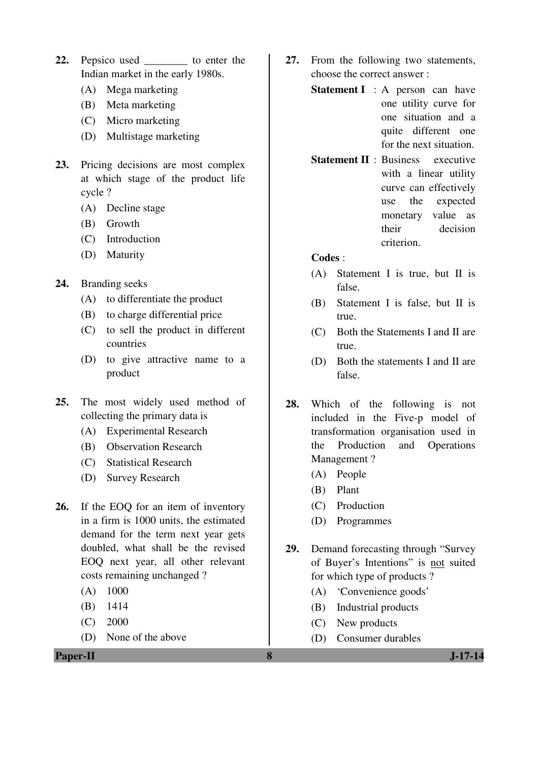22. Pepsico used ________ to enter the Indian market in the early 1980s.
    (A) Mega marketing
    (B) Meta marketing
    (C) Micro marketing
    (D) Multistage marketing

23. Pricing decisions are most complex at which stage of the product life cycle ?
    (A) Decline stage
    (B) Growth
    (C) Introduction
    (D) Maturity

24. Branding seeks
    (A) to differentiate the product
    (B) to charge differential price
    (C) to sell the product in different countries
    (D) to give attractive name to a product

25. The most widely used method of collecting the primary data is
    (A) Experimental Research
    (B) Observation Research
    (C) Statistical Research
    (D) Survey Research

26. If the EOQ for an item of inventory in a firm is 1000 units, the estimated demand for the term next year gets doubled, what shall be the revised EOQ next year, all other relevant costs remaining unchanged ?
    (A) 1000
    (B) 1414
    (C) 2000
    (D) None of the above

27. From the following two statements, choose the correct answer :

    **Statement I** : A person can have one utility curve for one situation and a quite different one for the next situation.

    **Statement II** : Business executive with a linear utility curve can effectively use the expected monetary value as their decision criterion.

    **Codes** :
    (A) Statement I is true, but II is false.
    (B) Statement I is false, but II is true.
    (C) Both the Statements I and II are true.
    (D) Both the statements I and II are false.

28. Which of the following is not included in the Five-p model of transformation organisation used in the Production and Operations Management ?
    (A) People
    (B) Plant
    (C) Production
    (D) Programmes

29. Demand forecasting through "Survey of Buyer's Intentions" is <u>not</u> suited for which type of products ?
    (A) 'Convenience goods'
    (B) Industrial products
    (C) New products
    (D) Consumer durables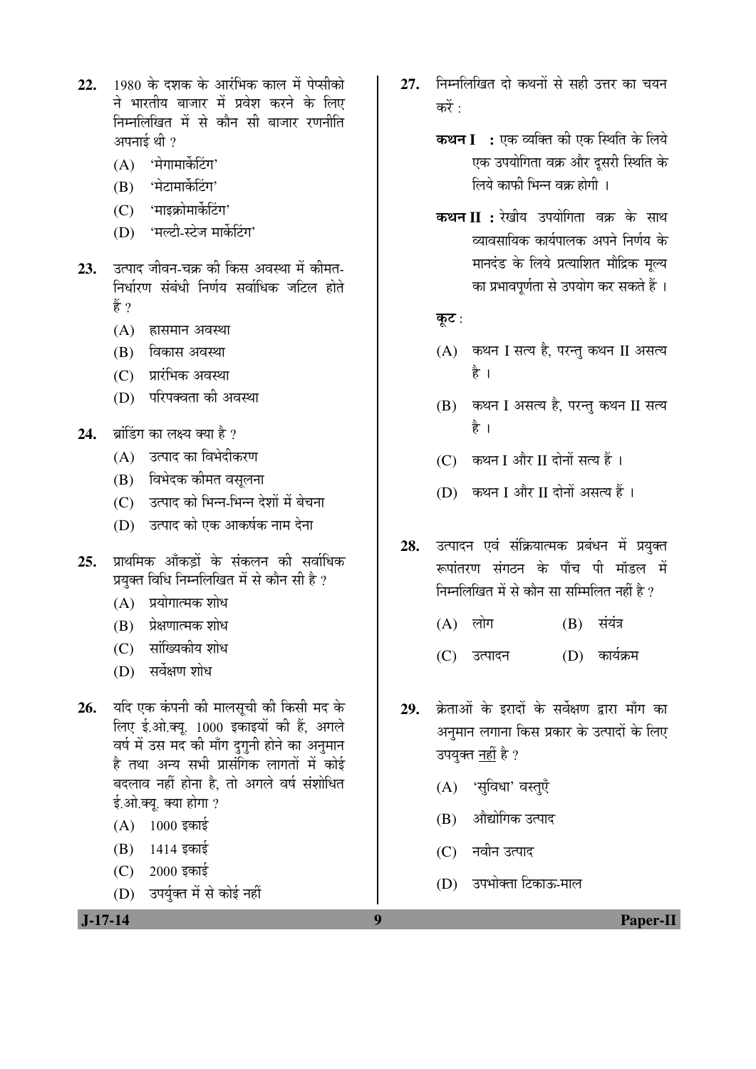22. 1980 के दशक के आरंभिक काल में पेप्सीको ने भारतीय बाजार में प्रवेश करने के लिए निम्नलिखित में से कौन सी बाजार रणनीति अपनाई थी ?
    (A) 'मेगामार्केटिंग'
    (B) 'मेटामार्केटिंग'
    (C) 'माइक्रोमार्केटिंग'
    (D) 'मल्टी-स्टेज मार्केटिंग'

23. उत्पाद जीवन-चक्र की किस अवस्था में कीमत-निर्धारण संबंधी निर्णय सर्वाधिक जटिल होते हैं ?
    (A) ह्रासमान अवस्था
    (B) विकास अवस्था
    (C) प्रारंभिक अवस्था
    (D) परिपक्वता की अवस्था

24. ब्रांडिंग का लक्ष्य क्या है ?
    (A) उत्पाद का विभेदीकरण
    (B) विभेदक कीमत वसूलना
    (C) उत्पाद को भिन्न-भिन्न देशों में बेचना
    (D) उत्पाद को एक आकर्षक नाम देना

25. प्राथमिक आँकड़ों के संकलन की सर्वाधिक प्रयुक्त विधि निम्नलिखित में से कौन सी है ?
    (A) प्रयोगात्मक शोध
    (B) प्रेक्षणात्मक शोध
    (C) सांख्यिकीय शोध
    (D) सर्वेक्षण शोध

26. यदि एक कंपनी की मालसूची की किसी मद के लिए ई.ओ.क्यू. 1000 इकाइयों की हैं, अगले वर्ष में उस मद की माँग दुगुनी होने का अनुमान है तथा अन्य सभी प्रासंगिक लागतों में कोई बदलाव नहीं होना है, तो अगले वर्ष संशोधित ई.ओ.क्यू. क्या होगा ?
    (A) 1000 इकाई
    (B) 1414 इकाई
    (C) 2000 इकाई
    (D) उपर्युक्त में से कोई नहीं

27. निम्नलिखित दो कथनों से सही उत्तर का चयन करें :

    **कथन I :** एक व्यक्ति की एक स्थिति के लिये एक उपयोगिता वक्र और दूसरी स्थिति के लिये काफी भिन्न वक्र होगी ।

    **कथन II :** रेखीय उपयोगिता वक्र के साथ व्यावसायिक कार्यपालक अपने निर्णय के मानदंड के लिये प्रत्याशित मौद्रिक मूल्य का प्रभावपूर्णता से उपयोग कर सकते हैं ।

    **कूट :**
    (A) कथन I सत्य है, परन्तु कथन II असत्य है ।
    (B) कथन I असत्य है, परन्तु कथन II सत्य है ।
    (C) कथन I और II दोनों सत्य हैं ।
    (D) कथन I और II दोनों असत्य हैं ।

28. उत्पादन एवं संक्रियात्मक प्रबंधन में प्रयुक्त रूपांतरण संगठन के पाँच पी मॉडल में निम्नलिखित में से कौन सा सम्मिलित नहीं है ?
    (A) लोग
    (B) संयंत्र
    (C) उत्पादन
    (D) कार्यक्रम

29. क्रेताओं के इरादों के सर्वेक्षण द्वारा माँग का अनुमान लगाना किस प्रकार के उत्पादों के लिए उपयुक्त नहीं है ?
    (A) 'सुविधा' वस्तुएँ
    (B) औद्योगिक उत्पाद
    (C) नवीन उत्पाद
    (D) उपभोक्ता टिकाऊ-माल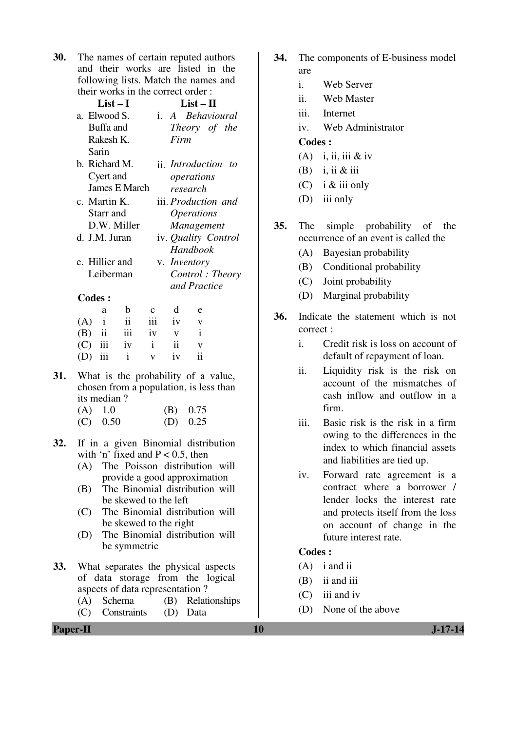**30.** The names of certain reputed authors and their works are listed in the following lists. Match the names and their works in the correct order :

| List – I | List – II |
|---|---|
| a. Elwood S. Buffa and Rakesh K. Sarin | i. *A Behavioural Theory of the Firm* |
| b. Richard M. Cyert and James E March | ii. *Introduction to operations research* |
| c. Martin K. Starr and D.W. Miller | iii. *Production and Operations Management* |
| d. J.M. Juran | iv. *Quality Control Handbook* |
| e. Hillier and Leiberman | v. *Inventory Control : Theory and Practice* |

**Codes :**

| | a | b | c | d | e |
|---|---|---|---|---|---|
| (A) | i | ii | iii | iv | v |
| (B) | ii | iii | iv | v | i |
| (C) | iii | iv | i | ii | v |
| (D) | iii | i | v | iv | ii |

**31.** What is the probability of a value, chosen from a population, is less than its median ?

(A) 1.0
(B) 0.75
(C) 0.50
(D) 0.25

**32.** If in a given Binomial distribution with 'n' fixed and $P < 0.5$, then

(A) The Poisson distribution will provide a good approximation
(B) The Binomial distribution will be skewed to the left
(C) The Binomial distribution will be skewed to the right
(D) The Binomial distribution will be symmetric

**33.** What separates the physical aspects of data storage from the logical aspects of data representation ?

(A) Schema
(B) Relationships
(C) Constraints
(D) Data

**34.** The components of E-business model are

i. Web Server
ii. Web Master
iii. Internet
iv. Web Administrator

**Codes :**

(A) i, ii, iii & iv
(B) i, ii & iii
(C) i & iii only
(D) iii only

**35.** The simple probability of the occurrence of an event is called the

(A) Bayesian probability
(B) Conditional probability
(C) Joint probability
(D) Marginal probability

**36.** Indicate the statement which is not correct :

i. Credit risk is loss on account of default of repayment of loan.
ii. Liquidity risk is the risk on account of the mismatches of cash inflow and outflow in a firm.
iii. Basic risk is the risk in a firm owing to the differences in the index to which financial assets and liabilities are tied up.
iv. Forward rate agreement is a contract where a borrower / lender locks the interest rate and protects itself from the loss on account of change in the future interest rate.

**Codes :**

(A) i and ii
(B) ii and iii
(C) iii and iv
(D) None of the above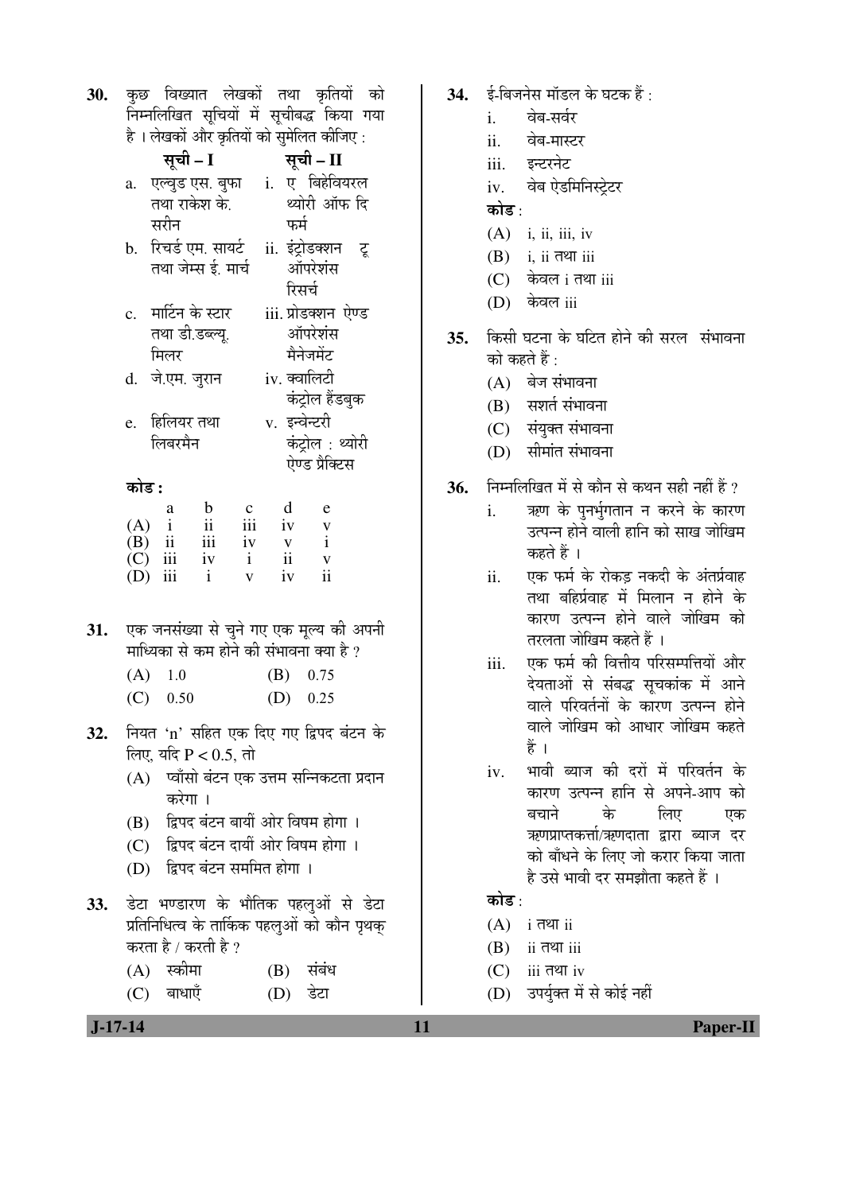**30.** कुछ विख्यात लेखकों तथा कृतियों को निम्नलिखित सूचियों में सूचीबद्ध किया गया है । लेखकों और कृतियों को सुमेलित कीजिए :

| | सूची – I | | सूची – II |
|---|---|---|---|
| a. | एल्वुड एस. बुफा तथा राकेश के. सरीन | i. | ए बिहेवियरल थ्योरी ऑफ दि फर्म |
| b. | रिचर्ड एम. सायर्ट तथा जेम्स ई. मार्च | ii. | इंट्रोडक्शन टू ऑपरेशंस रिसर्च |
| c. | मार्टिन के स्टार तथा डी.डब्ल्यू. मिलर | iii. | प्रोडक्शन ऐण्ड ऑपरेशंस मैनेजमेंट |
| d. | जे.एम. जुरान | iv. | क्वालिटी कंट्रोल हैंडबुक |
| e. | हिलियर तथा लिबरमैन | v. | इन्वेन्टरी कंट्रोल : थ्योरी ऐण्ड प्रैक्टिस |

**कोड :**

| | a | b | c | d | e |
|---|---|---|---|---|---|
| (A) | i | ii | iii | iv | v |
| (B) | ii | iii | iv | v | i |
| (C) | iii | iv | i | ii | v |
| (D) | iii | i | v | iv | ii |

**31.** एक जनसंख्या से चुने गए एक मूल्य की अपनी माध्यिका से कम होने की संभावना क्या है ?

(A) 1.0 (B) 0.75

(C) 0.50 (D) 0.25

**32.** नियत 'n' सहित एक दिए गए द्विपद बंटन के लिए, यदि $P < 0.5$, तो

(A) प्वाँसो बंटन एक उत्तम सन्निकटता प्रदान करेगा ।

(B) द्विपद बंटन बायीं ओर विषम होगा ।

(C) द्विपद बंटन दायीं ओर विषम होगा ।

(D) द्विपद बंटन सममित होगा ।

**33.** डेटा भण्डारण के भौतिक पहलुओं से डेटा प्रतिनिधित्व के तार्किक पहलुओं को कौन पृथक् करता है / करती है ?

(A) स्कीमा (B) संबंध

(C) बाधाएँ (D) डेटा

**34.** ई-बिजनेस मॉडल के घटक हैं :

i. वेब-सर्वर

ii. वेब-मास्टर

iii. इन्टरनेट

iv. वेब ऐडमिनिस्ट्रेटर

**कोड** :

(A) i, ii, iii, iv

(B) i, ii तथा iii

(C) केवल i तथा iii

(D) केवल iii

**35.** किसी घटना के घटित होने की सरल संभावना को कहते हैं :

(A) बेज संभावना

(B) सशर्त संभावना

(C) संयुक्त संभावना

(D) सीमांत संभावना

**36.** निम्नलिखित में से कौन से कथन सही नहीं हैं ?

i. ऋण के पुनर्भुगतान न करने के कारण उत्पन्न होने वाली हानि को साख जोखिम कहते हैं ।

ii. एक फर्म के रोकड़ नकदी के अंतर्प्रवाह तथा बहिर्प्रवाह में मिलान न होने के कारण उत्पन्न होने वाले जोखिम को तरलता जोखिम कहते हैं ।

iii. एक फर्म की वित्तीय परिसम्पत्तियों और देयताओं से संबद्ध सूचकांक में आने वाले परिवर्तनों के कारण उत्पन्न होने वाले जोखिम को आधार जोखिम कहते हैं ।

iv. भावी ब्याज की दरों में परिवर्तन के कारण उत्पन्न हानि से अपने-आप को बचाने के लिए एक ऋणप्राप्तकर्त्ता/ऋणदाता द्वारा ब्याज दर को बाँधने के लिए जो करार किया जाता है उसे भावी दर समझौता कहते हैं ।

**कोड** :

(A) i तथा ii

(B) ii तथा iii

(C) iii तथा iv

(D) उपर्युक्त में से कोई नहीं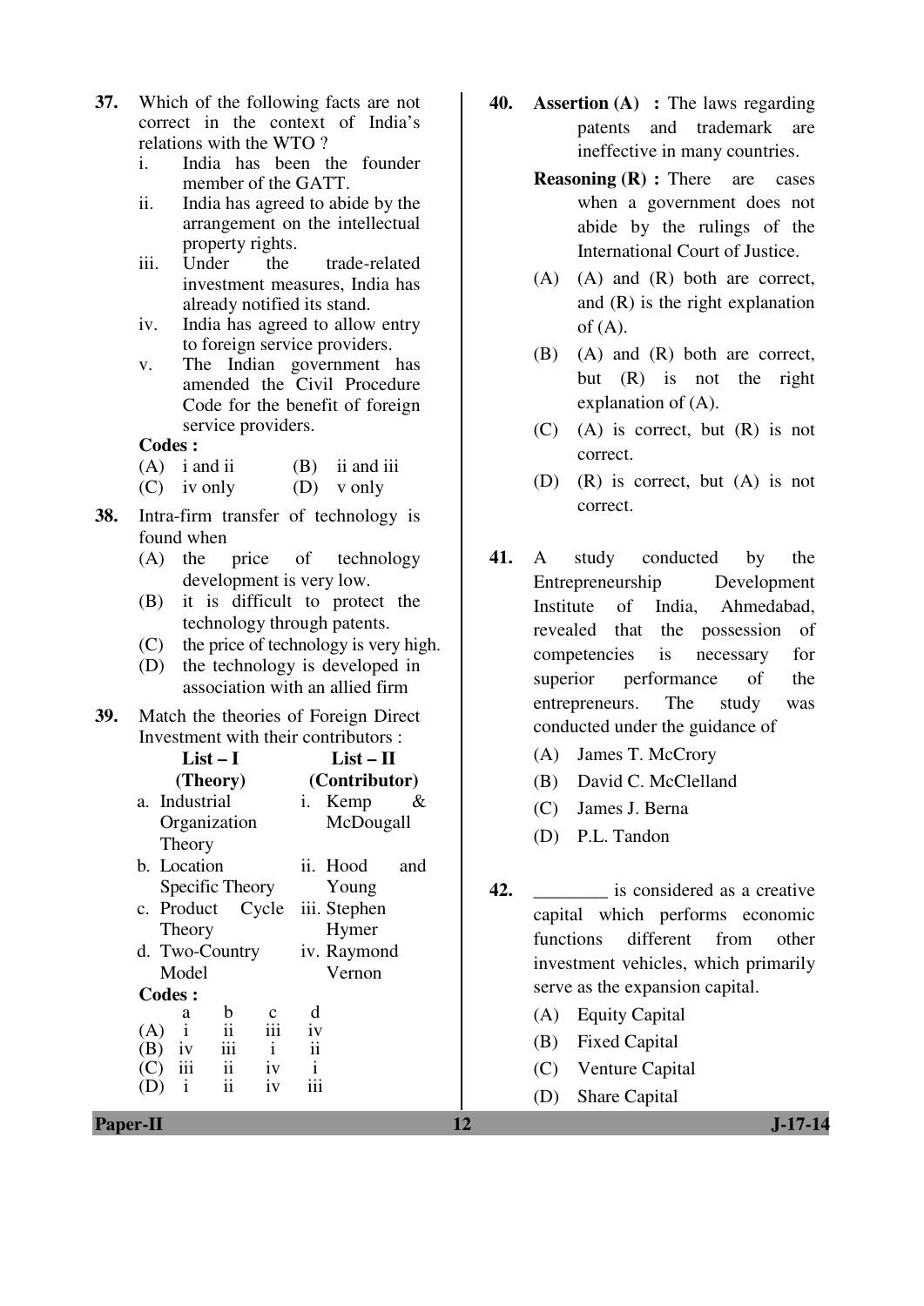**37.** Which of the following facts are not correct in the context of India's relations with the WTO ?

i. India has been the founder member of the GATT.

ii. India has agreed to abide by the arrangement on the intellectual property rights.

iii. Under the trade-related investment measures, India has already notified its stand.

iv. India has agreed to allow entry to foreign service providers.

v. The Indian government has amended the Civil Procedure Code for the benefit of foreign service providers.

**Codes :**

(A) i and ii (B) ii and iii

(C) iv only (D) v only

**38.** Intra-firm transfer of technology is found when

(A) the price of technology development is very low.

(B) it is difficult to protect the technology through patents.

(C) the price of technology is very high.

(D) the technology is developed in association with an allied firm

**39.** Match the theories of Foreign Direct Investment with their contributors :

| **List – I (Theory)** | **List – II (Contributor)** |
|---|---|
| a. Industrial Organization Theory | i. Kemp & McDougall |
| b. Location Specific Theory | ii. Hood and Young |
| c. Product Cycle Theory | iii. Stephen Hymer |
| d. Two-Country Model | iv. Raymond Vernon |

**Codes :**

| | a | b | c | d |
|---|---|---|---|---|
| (A) | i | ii | iii | iv |
| (B) | iv | iii | i | ii |
| (C) | iii | ii | iv | i |
| (D) | i | ii | iv | iii |

**40.** **Assertion (A) :** The laws regarding patents and trademark are ineffective in many countries.

**Reasoning (R) :** There are cases when a government does not abide by the rulings of the International Court of Justice.

(A) (A) and (R) both are correct, and (R) is the right explanation of (A).

(B) (A) and (R) both are correct, but (R) is not the right explanation of (A).

(C) (A) is correct, but (R) is not correct.

(D) (R) is correct, but (A) is not correct.

**41.** A study conducted by the Entrepreneurship Development Institute of India, Ahmedabad, revealed that the possession of competencies is necessary for superior performance of the entrepreneurs. The study was conducted under the guidance of

(A) James T. McCrory

(B) David C. McClelland

(C) James J. Berna

(D) P.L. Tandon

**42.** ________ is considered as a creative capital which performs economic functions different from other investment vehicles, which primarily serve as the expansion capital.

(A) Equity Capital

(B) Fixed Capital

(C) Venture Capital

(D) Share Capital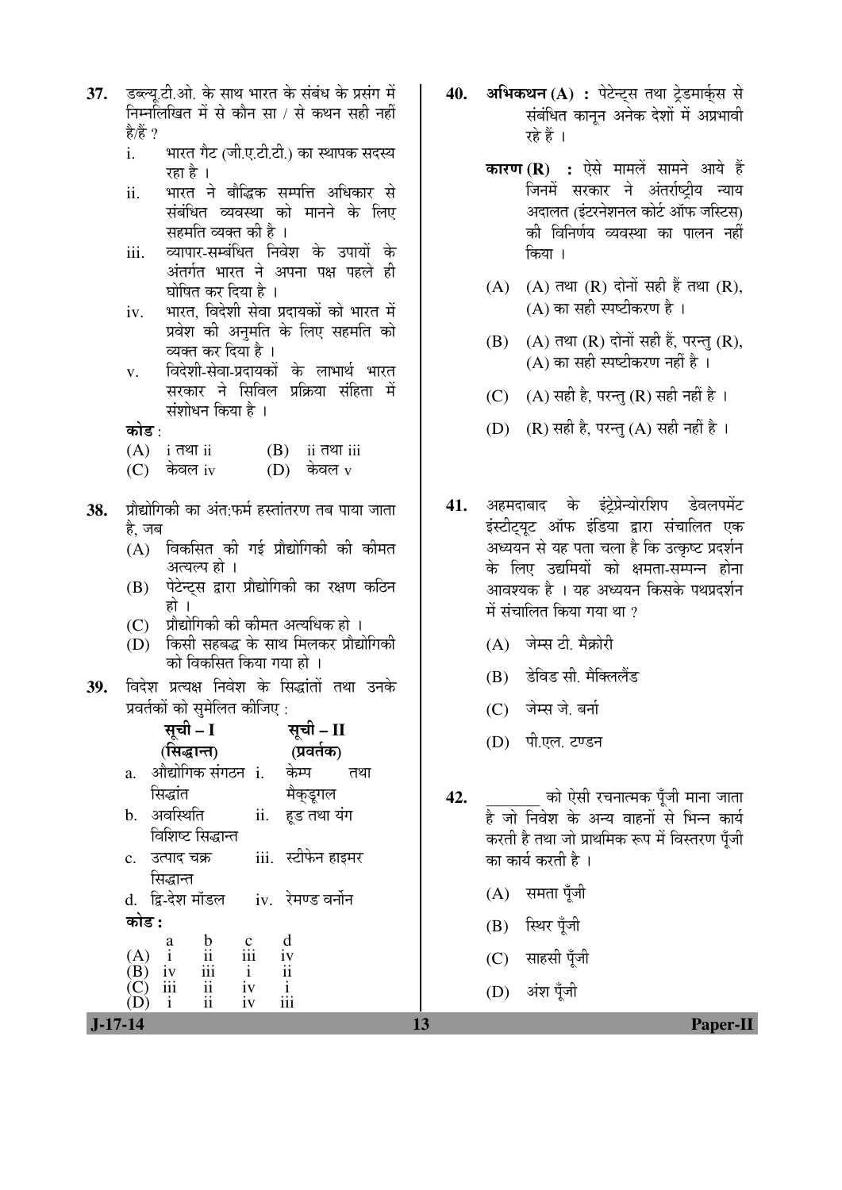37. डब्ल्यू.टी.ओ. के साथ भारत के संबंध के प्रसंग में निम्नलिखित में से कौन सा / से कथन सही नहीं है/हैं ?

   i. भारत गैट (जी.ए.टी.टी.) का स्थापक सदस्य रहा है ।
   ii. भारत ने बौद्धिक सम्पत्ति अधिकार से संबंधित व्यवस्था को मानने के लिए सहमति व्यक्त की है ।
   iii. व्यापार-सम्बंधित निवेश के उपायों के अंतर्गत भारत ने अपना पक्ष पहले ही घोषित कर दिया है ।
   iv. भारत, विदेशी सेवा प्रदायकों को भारत में प्रवेश की अनुमति के लिए सहमति को व्यक्त कर दिया है ।
   v. विदेशी-सेवा-प्रदायकों के लाभार्थ भारत सरकार ने सिविल प्रक्रिया संहिता में संशोधन किया है ।

   **कोड** :
   (A) i तथा ii (B) ii तथा iii
   (C) केवल iv (D) केवल v

38. प्रौद्योगिकी का अंत:फर्म हस्तांतरण तब पाया जाता है, जब
   (A) विकसित की गई प्रौद्योगिकी की कीमत अत्यल्प हो ।
   (B) पेटेन्ट्स द्वारा प्रौद्योगिकी का रक्षण कठिन हो ।
   (C) प्रौद्योगिकी की कीमत अत्यधिक हो ।
   (D) किसी सहबद्ध के साथ मिलकर प्रौद्योगिकी को विकसित किया गया हो ।

39. विदेश प्रत्यक्ष निवेश के सिद्धांतों तथा उनके प्रवर्तकों को सुमेलित कीजिए :

| सूची – I (सिद्धान्त) | सूची – II (प्रवर्तक) |
|---|---|
| a. औद्योगिक संगठन सिद्धांत | i. केम्प तथा मैक्डूगल |
| b. अवस्थिति विशिष्ट सिद्धान्त | ii. हूड तथा यंग |
| c. उत्पाद चक्र सिद्धान्त | iii. स्टीफेन हाइमर |
| d. द्वि-देश मॉडल | iv. रेमण्ड वर्नोन |

   **कोड :**

|  | a | b | c | d |
|---|---|---|---|---|
| (A) | i | ii | iii | iv |
| (B) | iv | iii | i | ii |
| (C) | iii | ii | iv | i |
| (D) | i | ii | iv | iii |

40. **अभिकथन (A) :** पेटेन्ट्स तथा ट्रेडमार्क्स से संबंधित कानून अनेक देशों में अप्रभावी रहे हैं ।

   **कारण (R) :** ऐसे मामलें सामने आये हैं जिनमें सरकार ने अंतर्राष्ट्रीय न्याय अदालत (इंटरनेशनल कोर्ट ऑफ जस्टिस) की विनिर्णय व्यवस्था का पालन नहीं किया ।

   (A) (A) तथा (R) दोनों सही हैं तथा (R), (A) का सही स्पष्टीकरण है ।
   (B) (A) तथा (R) दोनों सही हैं, परन्तु (R), (A) का सही स्पष्टीकरण नहीं है ।
   (C) (A) सही है, परन्तु (R) सही नहीं है ।
   (D) (R) सही है, परन्तु (A) सही नहीं है ।

41. अहमदाबाद के इंट्रेप्रेन्योरशिप डेवलपमेंट इंस्टीट्यूट ऑफ इंडिया द्वारा संचालित एक अध्ययन से यह पता चला है कि उत्कृष्ट प्रदर्शन के लिए उद्यमियों को क्षमता-सम्पन्न होना आवश्यक है । यह अध्ययन किसके पथप्रदर्शन में संचालित किया गया था ?
   (A) जेम्स टी. मैक्रोरी
   (B) डेविड सी. मैक्लिलेंड
   (C) जेम्स जे. बर्ना
   (D) पी.एल. टण्डन

42. _______ को ऐसी रचनात्मक पूँजी माना जाता है जो निवेश के अन्य वाहनों से भिन्न कार्य करती है तथा जो प्राथमिक रूप में विस्तरण पूँजी का कार्य करती है ।
   (A) समता पूँजी
   (B) स्थिर पूँजी
   (C) साहसी पूँजी
   (D) अंश पूँजी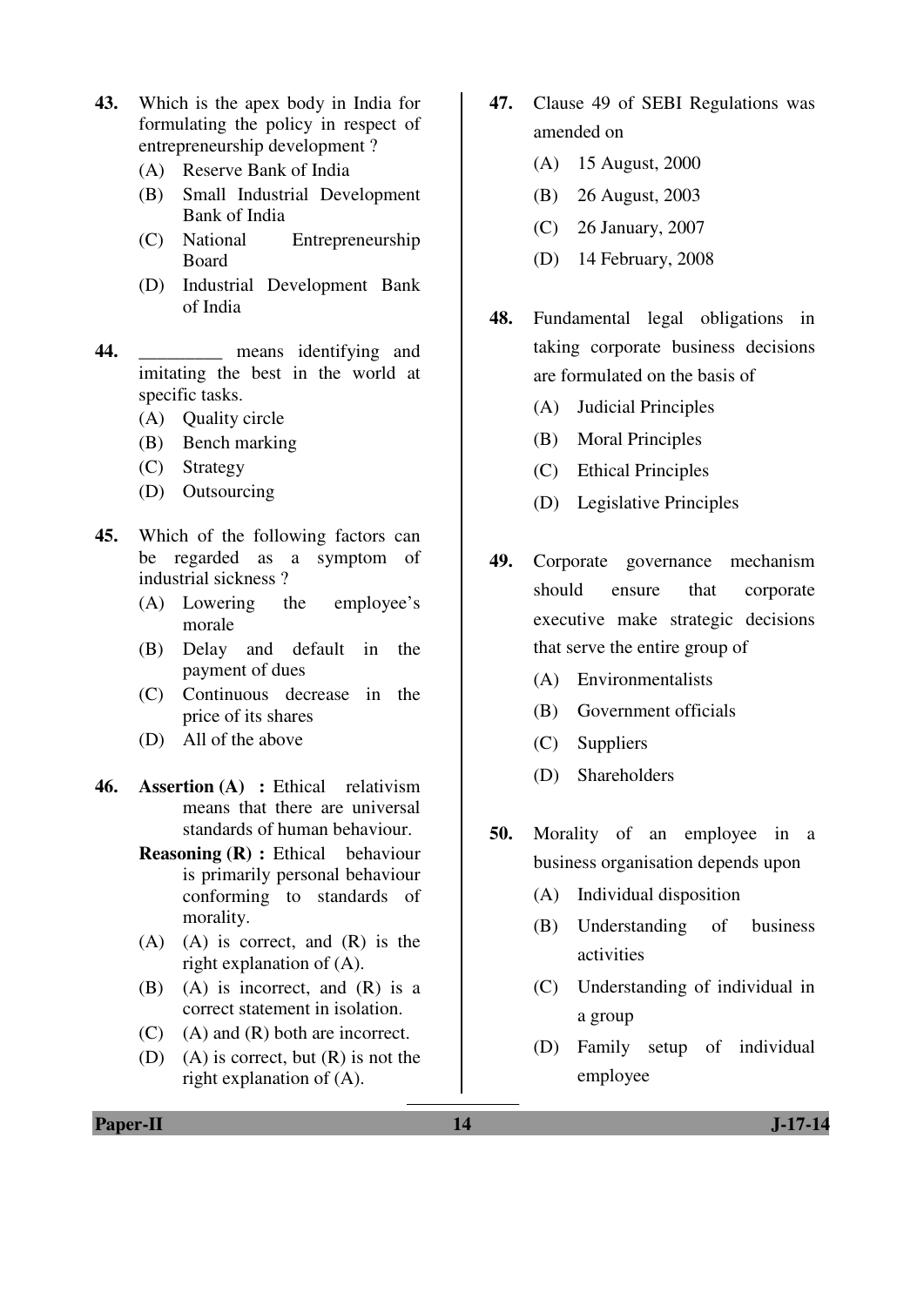43. Which is the apex body in India for formulating the policy in respect of entrepreneurship development ?
   (A) Reserve Bank of India
   (B) Small Industrial Development Bank of India
   (C) National Entrepreneurship Board
   (D) Industrial Development Bank of India

44. _________ means identifying and imitating the best in the world at specific tasks.
   (A) Quality circle
   (B) Bench marking
   (C) Strategy
   (D) Outsourcing

45. Which of the following factors can be regarded as a symptom of industrial sickness ?
   (A) Lowering the employee's morale
   (B) Delay and default in the payment of dues
   (C) Continuous decrease in the price of its shares
   (D) All of the above

46. **Assertion (A) :** Ethical relativism means that there are universal standards of human behaviour.
   **Reasoning (R) :** Ethical behaviour is primarily personal behaviour conforming to standards of morality.
   (A) (A) is correct, and (R) is the right explanation of (A).
   (B) (A) is incorrect, and (R) is a correct statement in isolation.
   (C) (A) and (R) both are incorrect.
   (D) (A) is correct, but (R) is not the right explanation of (A).

47. Clause 49 of SEBI Regulations was amended on
   (A) 15 August, 2000
   (B) 26 August, 2003
   (C) 26 January, 2007
   (D) 14 February, 2008

48. Fundamental legal obligations in taking corporate business decisions are formulated on the basis of
   (A) Judicial Principles
   (B) Moral Principles
   (C) Ethical Principles
   (D) Legislative Principles

49. Corporate governance mechanism should ensure that corporate executive make strategic decisions that serve the entire group of
   (A) Environmentalists
   (B) Government officials
   (C) Suppliers
   (D) Shareholders

50. Morality of an employee in a business organisation depends upon
   (A) Individual disposition
   (B) Understanding of business activities
   (C) Understanding of individual in a group
   (D) Family setup of individual employee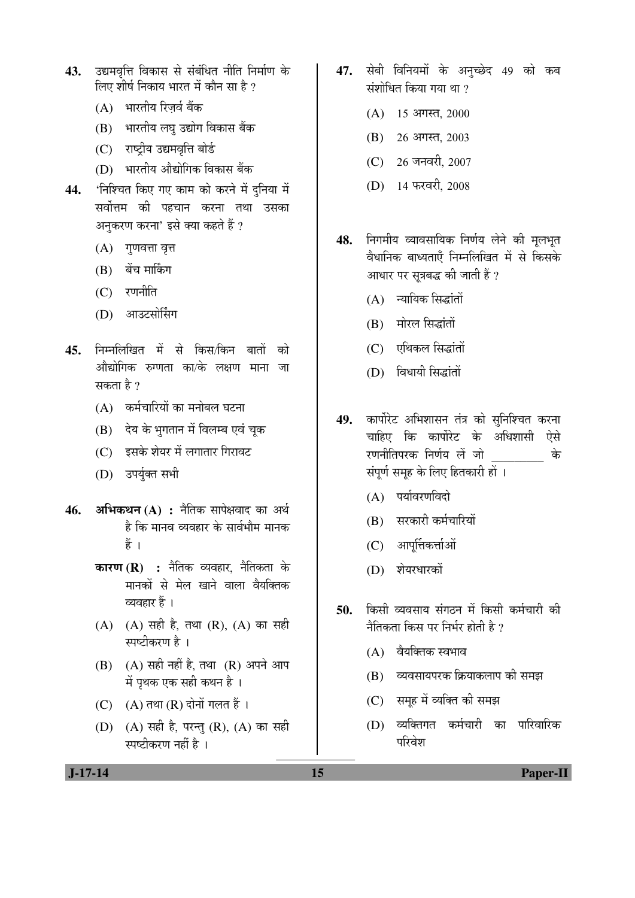43. उद्यमवृत्ति विकास से संबंधित नीति निर्माण के लिए शीर्ष निकाय भारत में कौन सा है ?

 (A) भारतीय रिज़र्व बैंक
 (B) भारतीय लघु उद्योग विकास बैंक
 (C) राष्ट्रीय उद्यमवृत्ति बोर्ड
 (D) भारतीय औद्योगिक विकास बैंक

44. 'निश्चित किए गए काम को करने में दुनिया में सर्वोत्तम की पहचान करना तथा उसका अनुकरण करना' इसे क्या कहते हैं ?

 (A) गुणवत्ता वृत्त
 (B) बेंच मार्किंग
 (C) रणनीति
 (D) आउटसोर्सिंग

45. निम्नलिखित में से किस/किन बातों को औद्योगिक रुग्णता का/के लक्षण माना जा सकता है ?

 (A) कर्मचारियों का मनोबल घटना
 (B) देय के भुगतान में विलम्ब एवं चूक
 (C) इसके शेयर में लगातार गिरावट
 (D) उपर्युक्त सभी

46. **अभिकथन (A) :** नैतिक सापेक्षवाद का अर्थ है कि मानव व्यवहार के सार्वभौम मानक हैं ।

 **कारण (R) :** नैतिक व्यवहार, नैतिकता के मानकों से मेल खाने वाला वैयक्तिक व्यवहार हैं ।

 (A) (A) सही है, तथा (R), (A) का सही स्पष्टीकरण है ।
 (B) (A) सही नहीं है, तथा (R) अपने आप में पृथक एक सही कथन है ।
 (C) (A) तथा (R) दोनों गलत हैं ।
 (D) (A) सही है, परन्तु (R), (A) का सही स्पष्टीकरण नहीं है ।

47. सेबी विनियमों के अनुच्छेद 49 को कब संशोधित किया गया था ?

 (A) 15 अगस्त, 2000
 (B) 26 अगस्त, 2003
 (C) 26 जनवरी, 2007
 (D) 14 फरवरी, 2008

48. निगमीय व्यावसायिक निर्णय लेने की मूलभूत वैधानिक बाध्यताएँ निम्नलिखित में से किसके आधार पर सूत्रबद्ध की जाती हैं ?

 (A) न्यायिक सिद्धांतों
 (B) मोरल सिद्धांतों
 (C) एथिकल सिद्धांतों
 (D) विधायी सिद्धांतों

49. कार्पोरेट अभिशासन तंत्र को सुनिश्चित करना चाहिए कि कार्पोरेट के अधिशासी ऐसे रणनीतिपरक निर्णय लें जो _________ के संपूर्ण समूह के लिए हितकारी हों ।

 (A) पर्यावरणविदो
 (B) सरकारी कर्मचारियों
 (C) आपूर्तिकर्त्ताओं
 (D) शेयरधारकों

50. किसी व्यवसाय संगठन में किसी कर्मचारी की नैतिकता किस पर निर्भर होती है ?

 (A) वैयक्तिक स्वभाव
 (B) व्यवसायपरक क्रियाकलाप की समझ
 (C) समूह में व्यक्ति की समझ
 (D) व्यक्तिगत कर्मचारी का पारिवारिक परिवेश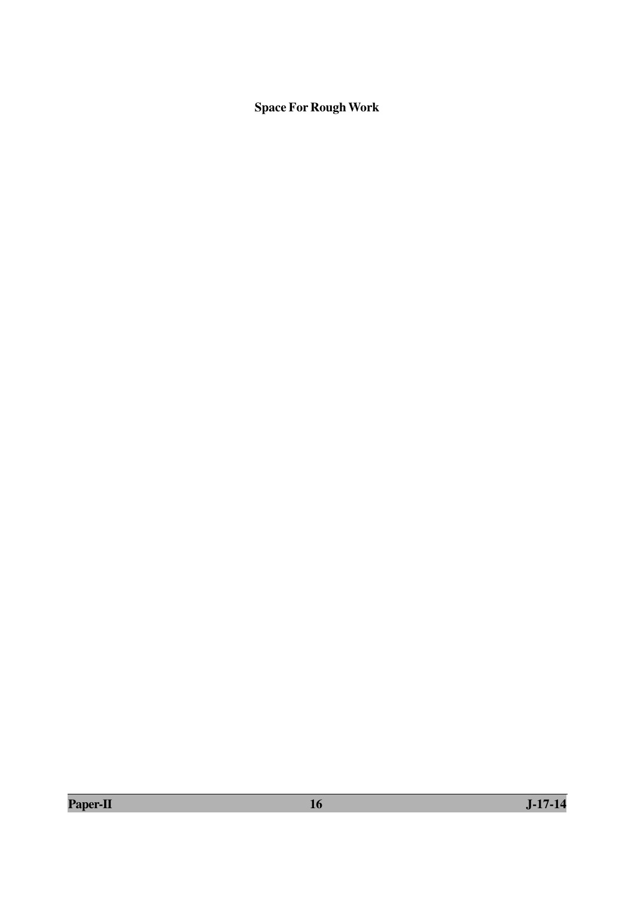**Space For Rough Work**